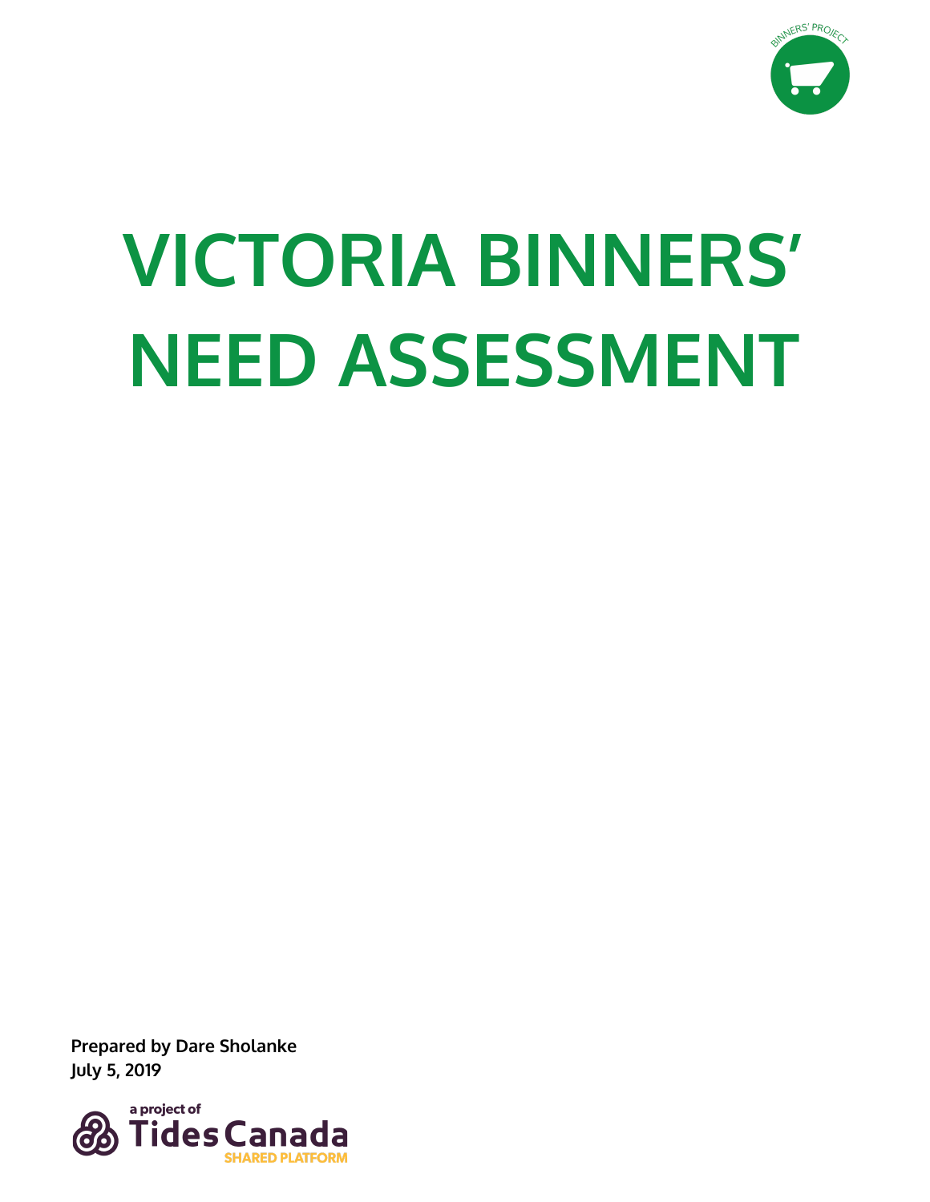BINNERS' PROJECT

# VICTORIA BINNERS' NEED ASSESSMENT

**Prepared by Dare Sholanke**
**July 5, 2019**

a project of Tides Canada SHARED PLATFORM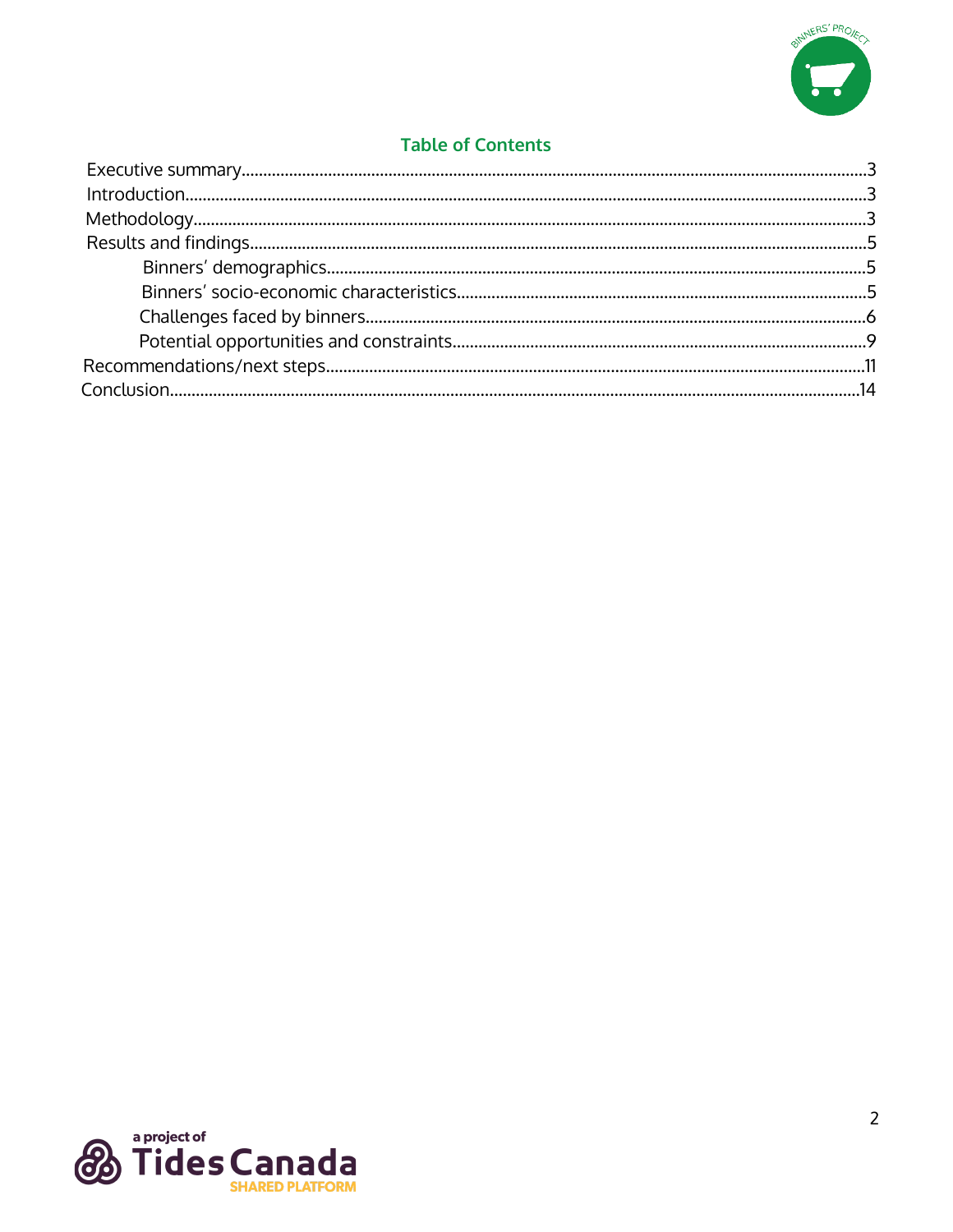## Table of Contents

- Executive summary....3
- Introduction....3
- Methodology....3
- Results and findings....5
  - Binners' demographics....5
  - Binners' socio-economic characteristics....5
  - Challenges faced by binners....6
  - Potential opportunities and constraints....9
- Recommendations/next steps....11
- Conclusion....14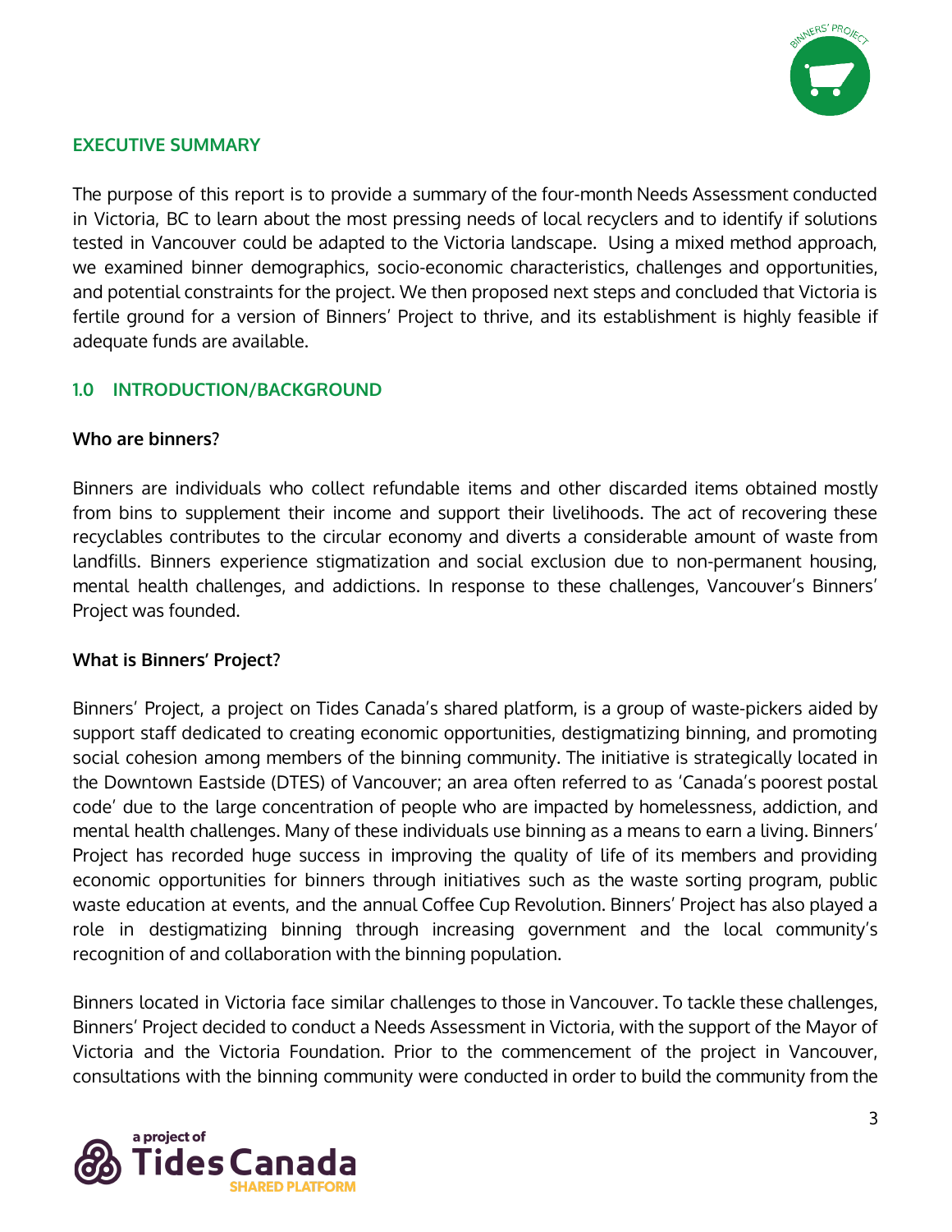## EXECUTIVE SUMMARY

The purpose of this report is to provide a summary of the four-month Needs Assessment conducted in Victoria, BC to learn about the most pressing needs of local recyclers and to identify if solutions tested in Vancouver could be adapted to the Victoria landscape. Using a mixed method approach, we examined binner demographics, socio-economic characteristics, challenges and opportunities, and potential constraints for the project. We then proposed next steps and concluded that Victoria is fertile ground for a version of Binners' Project to thrive, and its establishment is highly feasible if adequate funds are available.

## 1.0 INTRODUCTION/BACKGROUND

### Who are binners?

Binners are individuals who collect refundable items and other discarded items obtained mostly from bins to supplement their income and support their livelihoods. The act of recovering these recyclables contributes to the circular economy and diverts a considerable amount of waste from landfills. Binners experience stigmatization and social exclusion due to non-permanent housing, mental health challenges, and addictions. In response to these challenges, Vancouver's Binners' Project was founded.

### What is Binners' Project?

Binners' Project, a project on Tides Canada's shared platform, is a group of waste-pickers aided by support staff dedicated to creating economic opportunities, destigmatizing binning, and promoting social cohesion among members of the binning community. The initiative is strategically located in the Downtown Eastside (DTES) of Vancouver; an area often referred to as 'Canada's poorest postal code' due to the large concentration of people who are impacted by homelessness, addiction, and mental health challenges. Many of these individuals use binning as a means to earn a living. Binners' Project has recorded huge success in improving the quality of life of its members and providing economic opportunities for binners through initiatives such as the waste sorting program, public waste education at events, and the annual Coffee Cup Revolution. Binners' Project has also played a role in destigmatizing binning through increasing government and the local community's recognition of and collaboration with the binning population.

Binners located in Victoria face similar challenges to those in Vancouver. To tackle these challenges, Binners' Project decided to conduct a Needs Assessment in Victoria, with the support of the Mayor of Victoria and the Victoria Foundation. Prior to the commencement of the project in Vancouver, consultations with the binning community were conducted in order to build the community from the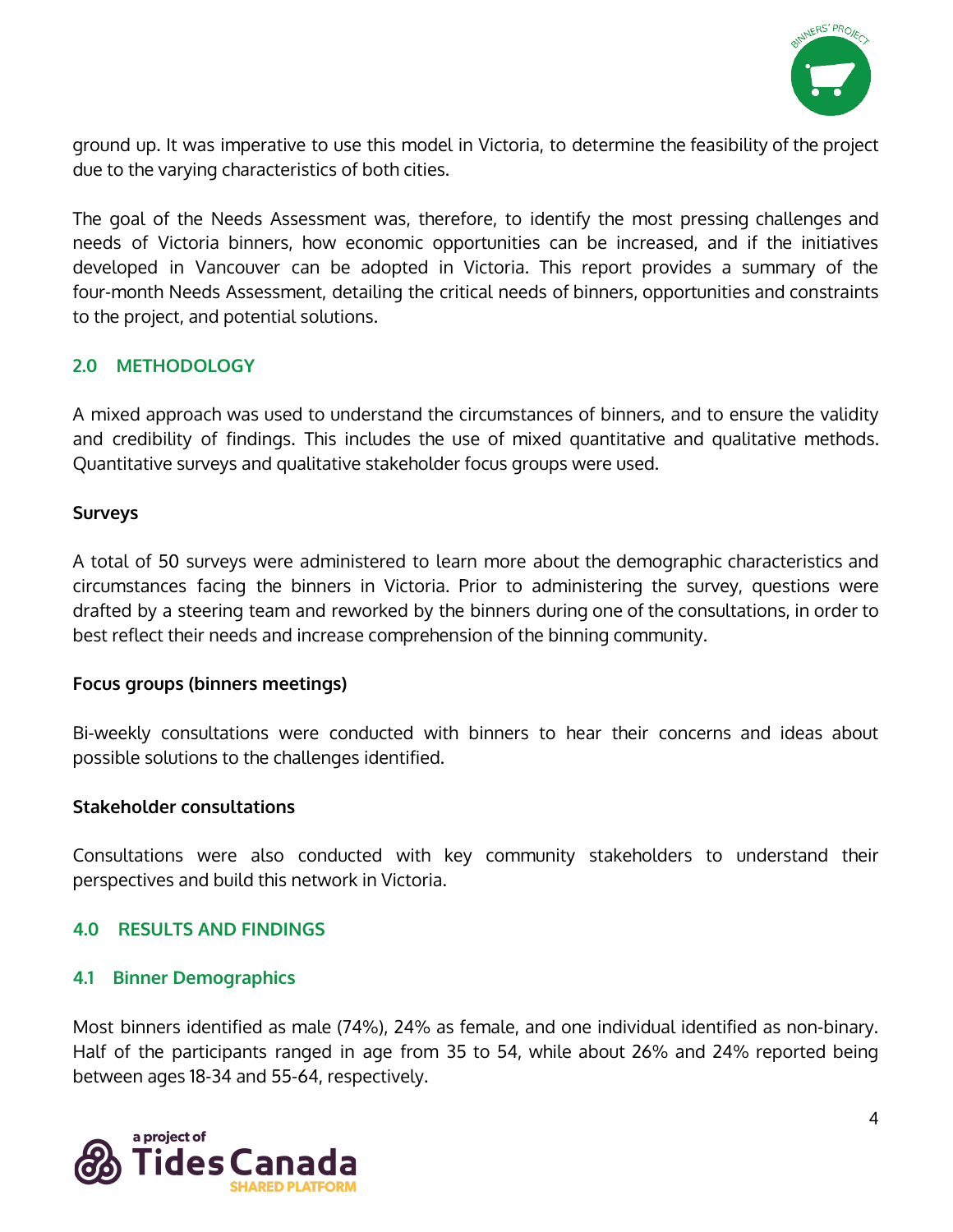ground up. It was imperative to use this model in Victoria, to determine the feasibility of the project due to the varying characteristics of both cities.

The goal of the Needs Assessment was, therefore, to identify the most pressing challenges and needs of Victoria binners, how economic opportunities can be increased, and if the initiatives developed in Vancouver can be adopted in Victoria. This report provides a summary of the four-month Needs Assessment, detailing the critical needs of binners, opportunities and constraints to the project, and potential solutions.

## 2.0 METHODOLOGY

A mixed approach was used to understand the circumstances of binners, and to ensure the validity and credibility of findings. This includes the use of mixed quantitative and qualitative methods. Quantitative surveys and qualitative stakeholder focus groups were used.

**Surveys**

A total of 50 surveys were administered to learn more about the demographic characteristics and circumstances facing the binners in Victoria. Prior to administering the survey, questions were drafted by a steering team and reworked by the binners during one of the consultations, in order to best reflect their needs and increase comprehension of the binning community.

**Focus groups (binners meetings)**

Bi-weekly consultations were conducted with binners to hear their concerns and ideas about possible solutions to the challenges identified.

**Stakeholder consultations**

Consultations were also conducted with key community stakeholders to understand their perspectives and build this network in Victoria.

## 4.0 RESULTS AND FINDINGS

### 4.1 Binner Demographics

Most binners identified as male (74%), 24% as female, and one individual identified as non-binary. Half of the participants ranged in age from 35 to 54, while about 26% and 24% reported being between ages 18-34 and 55-64, respectively.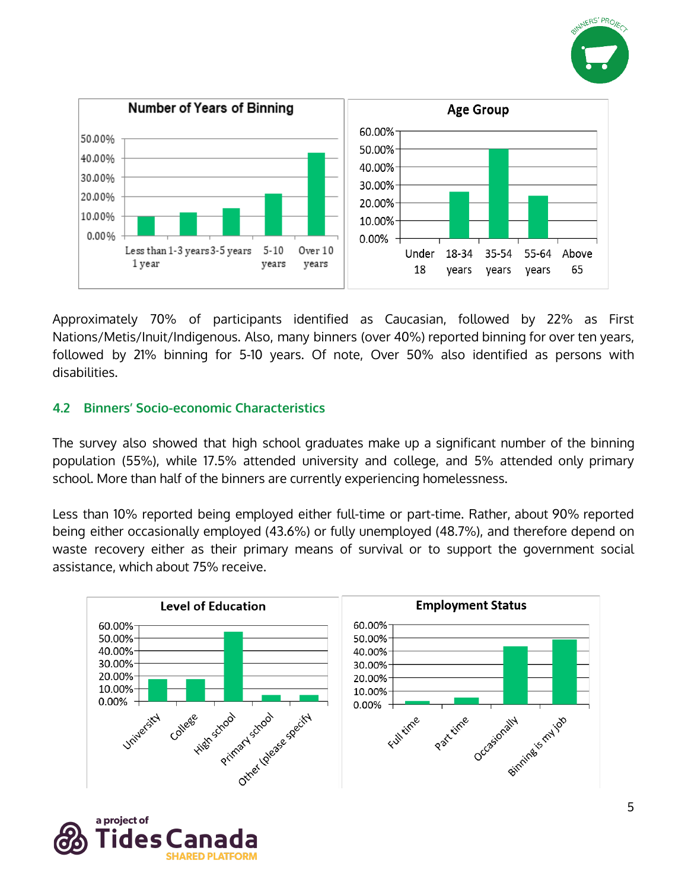Approximately 70% of participants identified as Caucasian, followed by 22% as First Nations/Metis/Inuit/Indigenous. Also, many binners (over 40%) reported binning for over ten years, followed by 21% binning for 5-10 years. Of note, Over 50% also identified as persons with disabilities.

## 4.2 Binners' Socio-economic Characteristics

The survey also showed that high school graduates make up a significant number of the binning population (55%), while 17.5% attended university and college, and 5% attended only primary school. More than half of the binners are currently experiencing homelessness.

Less than 10% reported being employed either full-time or part-time. Rather, about 90% reported being either occasionally employed (43.6%) or fully unemployed (48.7%), and therefore depend on waste recovery either as their primary means of survival or to support the government social assistance, which about 75% receive.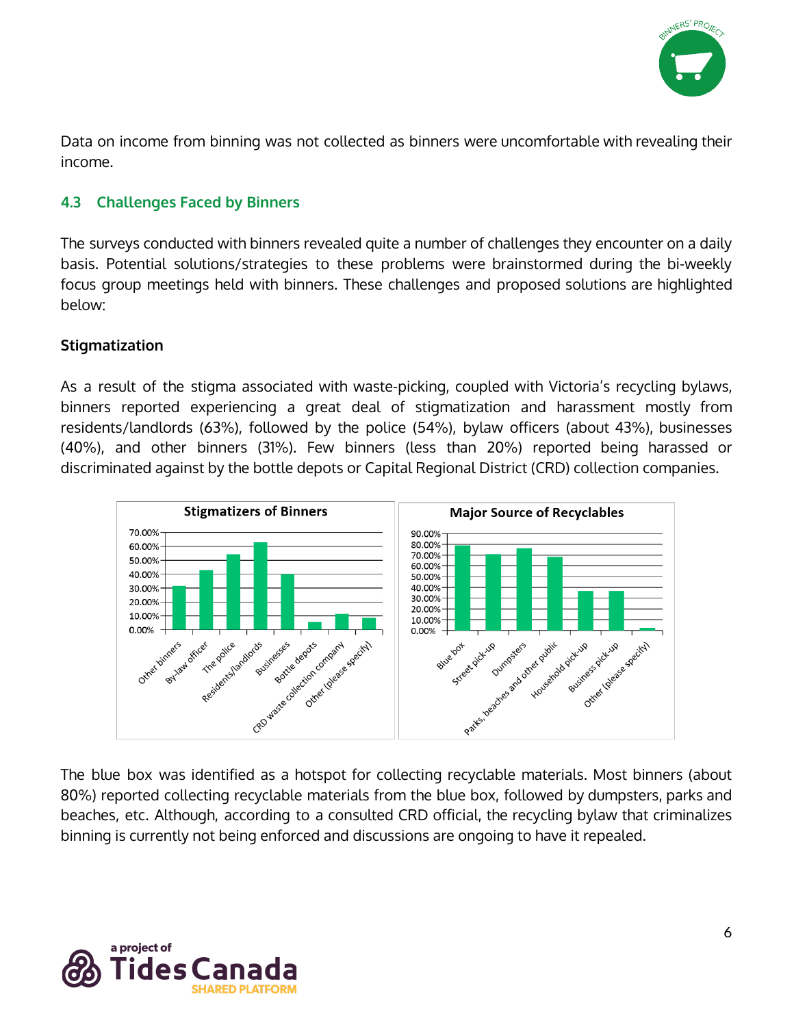Data on income from binning was not collected as binners were uncomfortable with revealing their income.

### 4.3 Challenges Faced by Binners

The surveys conducted with binners revealed quite a number of challenges they encounter on a daily basis. Potential solutions/strategies to these problems were brainstormed during the bi-weekly focus group meetings held with binners. These challenges and proposed solutions are highlighted below:

#### Stigmatization

As a result of the stigma associated with waste-picking, coupled with Victoria's recycling bylaws, binners reported experiencing a great deal of stigmatization and harassment mostly from residents/landlords (63%), followed by the police (54%), bylaw officers (about 43%), businesses (40%), and other binners (31%). Few binners (less than 20%) reported being harassed or discriminated against by the bottle depots or Capital Regional District (CRD) collection companies.

The blue box was identified as a hotspot for collecting recyclable materials. Most binners (about 80%) reported collecting recyclable materials from the blue box, followed by dumpsters, parks and beaches, etc. Although, according to a consulted CRD official, the recycling bylaw that criminalizes binning is currently not being enforced and discussions are ongoing to have it repealed.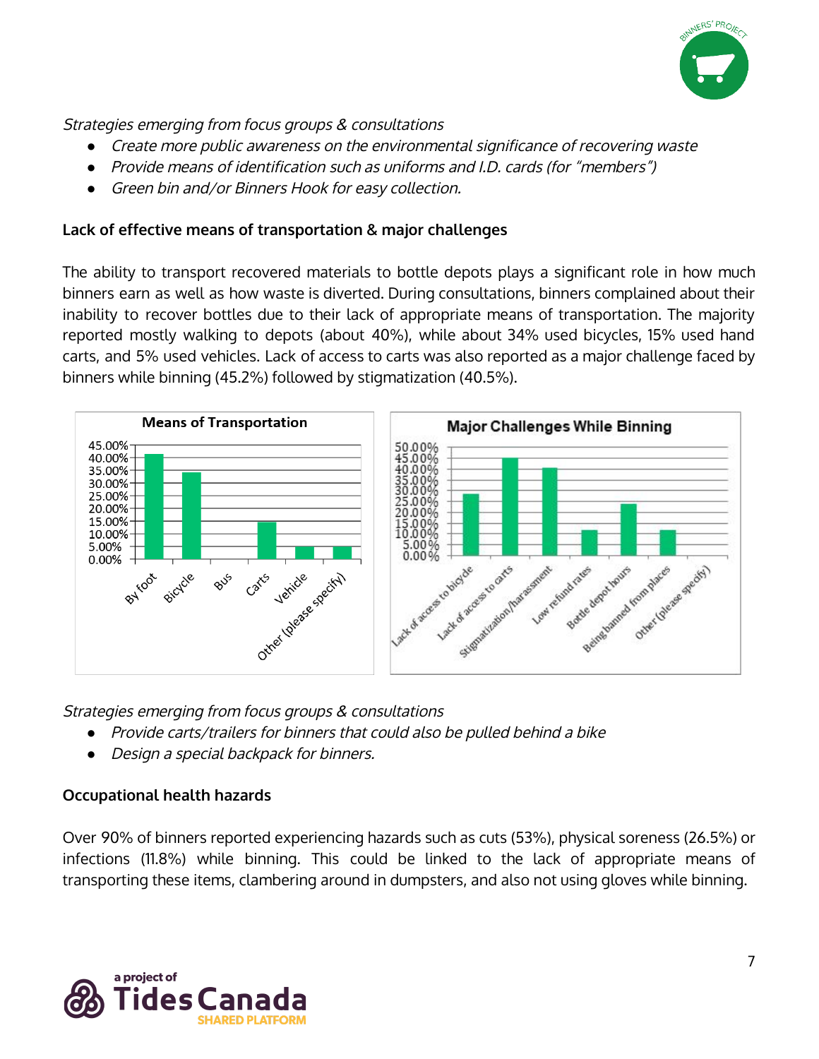*Strategies emerging from focus groups & consultations*

- *Create more public awareness on the environmental significance of recovering waste*
- *Provide means of identification such as uniforms and I.D. cards (for "members")*
- *Green bin and/or Binners Hook for easy collection.*

**Lack of effective means of transportation & major challenges**

The ability to transport recovered materials to bottle depots plays a significant role in how much binners earn as well as how waste is diverted. During consultations, binners complained about their inability to recover bottles due to their lack of appropriate means of transportation. The majority reported mostly walking to depots (about 40%), while about 34% used bicycles, 15% used hand carts, and 5% used vehicles. Lack of access to carts was also reported as a major challenge faced by binners while binning (45.2%) followed by stigmatization (40.5%).

*Strategies emerging from focus groups & consultations*

- *Provide carts/trailers for binners that could also be pulled behind a bike*
- *Design a special backpack for binners.*

**Occupational health hazards**

Over 90% of binners reported experiencing hazards such as cuts (53%), physical soreness (26.5%) or infections (11.8%) while binning. This could be linked to the lack of appropriate means of transporting these items, clambering around in dumpsters, and also not using gloves while binning.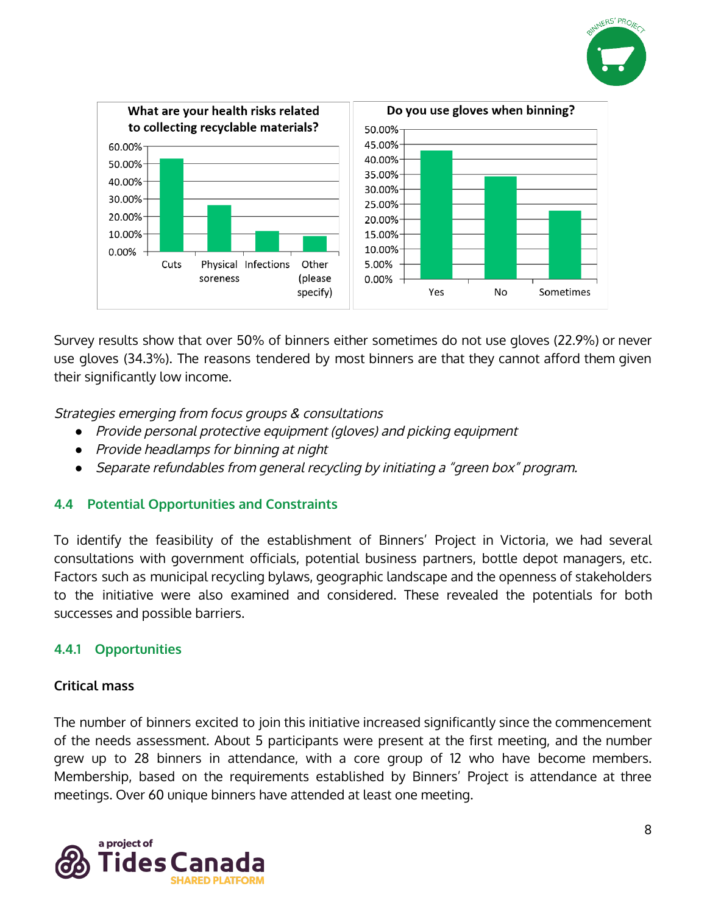Survey results show that over 50% of binners either sometimes do not use gloves (22.9%) or never use gloves (34.3%). The reasons tendered by most binners are that they cannot afford them given their significantly low income.

*Strategies emerging from focus groups & consultations*

- *Provide personal protective equipment (gloves) and picking equipment*
- *Provide headlamps for binning at night*
- *Separate refundables from general recycling by initiating a "green box" program.*

### 4.4 Potential Opportunities and Constraints

To identify the feasibility of the establishment of Binners' Project in Victoria, we had several consultations with government officials, potential business partners, bottle depot managers, etc. Factors such as municipal recycling bylaws, geographic landscape and the openness of stakeholders to the initiative were also examined and considered. These revealed the potentials for both successes and possible barriers.

#### 4.4.1 Opportunities

**Critical mass**

The number of binners excited to join this initiative increased significantly since the commencement of the needs assessment. About 5 participants were present at the first meeting, and the number grew up to 28 binners in attendance, with a core group of 12 who have become members. Membership, based on the requirements established by Binners' Project is attendance at three meetings. Over 60 unique binners have attended at least one meeting.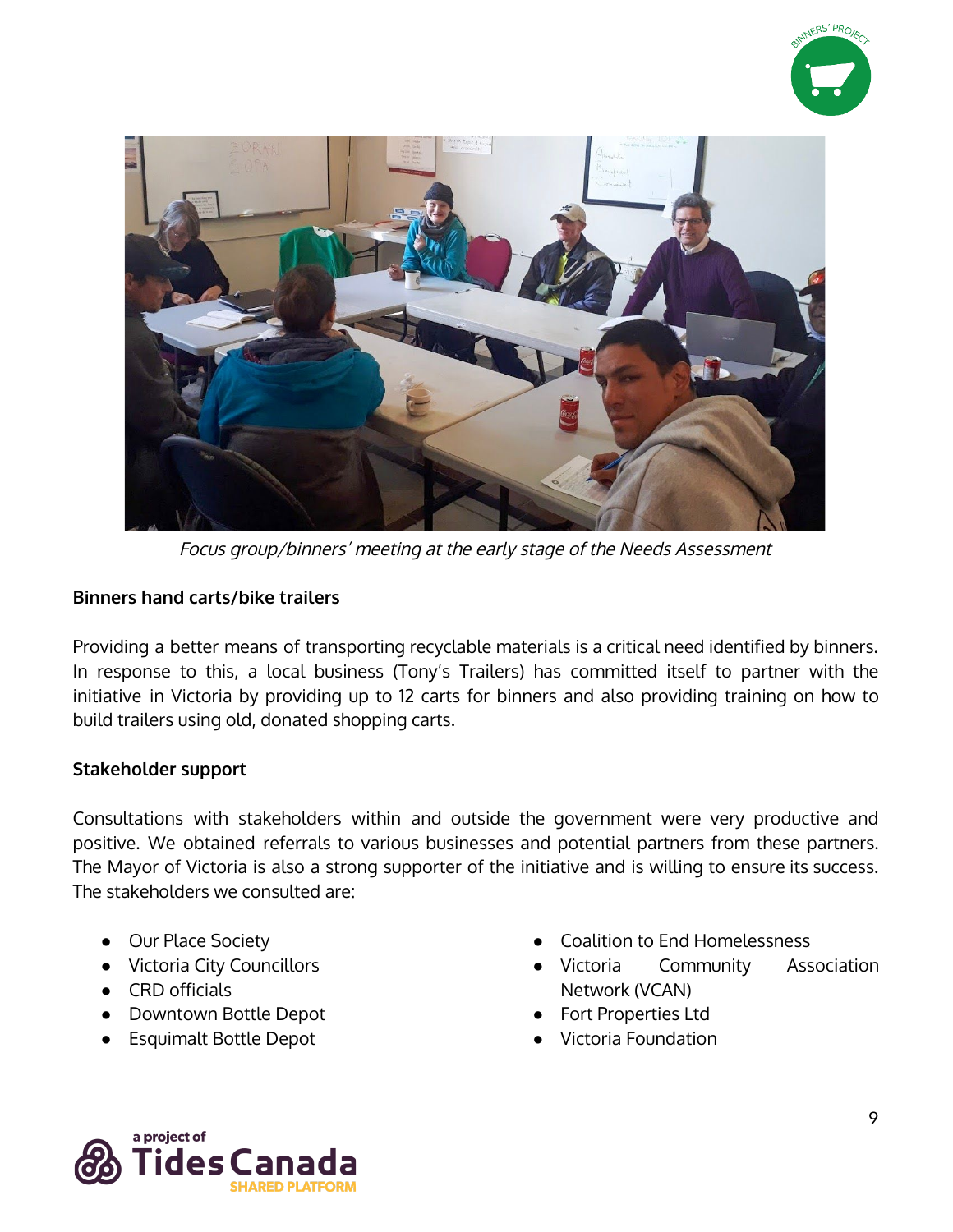*Focus group/binners' meeting at the early stage of the Needs Assessment*

**Binners hand carts/bike trailers**

Providing a better means of transporting recyclable materials is a critical need identified by binners. In response to this, a local business (Tony's Trailers) has committed itself to partner with the initiative in Victoria by providing up to 12 carts for binners and also providing training on how to build trailers using old, donated shopping carts.

**Stakeholder support**

Consultations with stakeholders within and outside the government were very productive and positive. We obtained referrals to various businesses and potential partners from these partners. The Mayor of Victoria is also a strong supporter of the initiative and is willing to ensure its success. The stakeholders we consulted are:

- Our Place Society
- Victoria City Councillors
- CRD officials
- Downtown Bottle Depot
- Esquimalt Bottle Depot
- Coalition to End Homelessness
- Victoria Community Association Network (VCAN)
- Fort Properties Ltd
- Victoria Foundation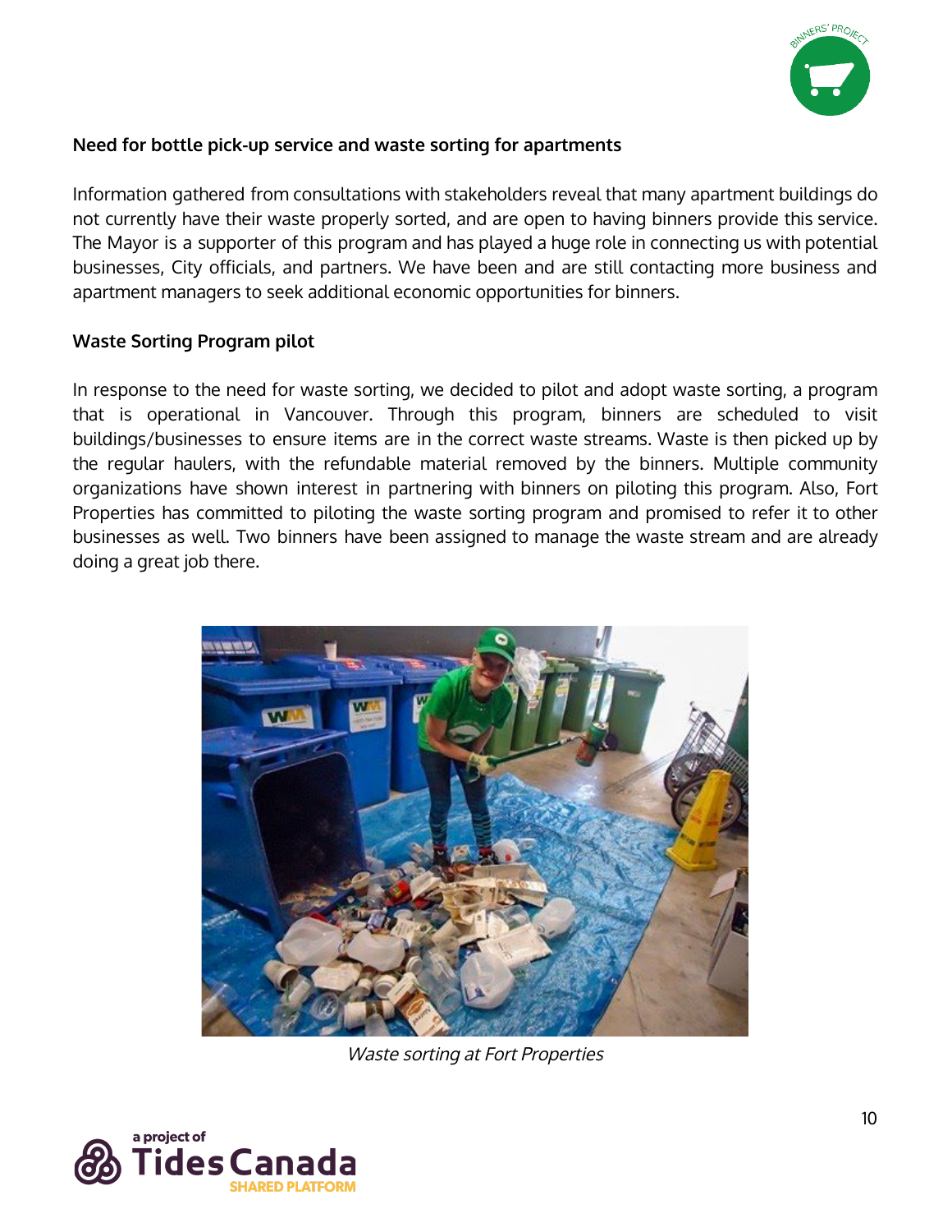### Need for bottle pick-up service and waste sorting for apartments

Information gathered from consultations with stakeholders reveal that many apartment buildings do not currently have their waste properly sorted, and are open to having binners provide this service. The Mayor is a supporter of this program and has played a huge role in connecting us with potential businesses, City officials, and partners. We have been and are still contacting more business and apartment managers to seek additional economic opportunities for binners.

### Waste Sorting Program pilot

In response to the need for waste sorting, we decided to pilot and adopt waste sorting, a program that is operational in Vancouver. Through this program, binners are scheduled to visit buildings/businesses to ensure items are in the correct waste streams. Waste is then picked up by the regular haulers, with the refundable material removed by the binners. Multiple community organizations have shown interest in partnering with binners on piloting this program. Also, Fort Properties has committed to piloting the waste sorting program and promised to refer it to other businesses as well. Two binners have been assigned to manage the waste stream and are already doing a great job there.

*Waste sorting at Fort Properties*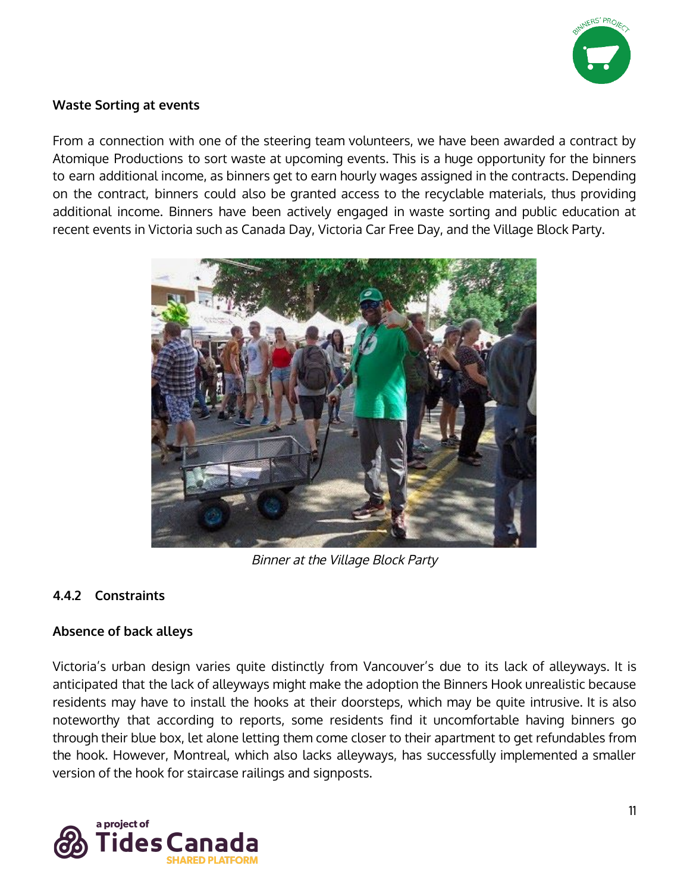**Waste Sorting at events**

From a connection with one of the steering team volunteers, we have been awarded a contract by Atomique Productions to sort waste at upcoming events. This is a huge opportunity for the binners to earn additional income, as binners get to earn hourly wages assigned in the contracts. Depending on the contract, binners could also be granted access to the recyclable materials, thus providing additional income. Binners have been actively engaged in waste sorting and public education at recent events in Victoria such as Canada Day, Victoria Car Free Day, and the Village Block Party.

*Binner at the Village Block Party*

### 4.4.2 Constraints

**Absence of back alleys**

Victoria's urban design varies quite distinctly from Vancouver's due to its lack of alleyways. It is anticipated that the lack of alleyways might make the adoption the Binners Hook unrealistic because residents may have to install the hooks at their doorsteps, which may be quite intrusive. It is also noteworthy that according to reports, some residents find it uncomfortable having binners go through their blue box, let alone letting them come closer to their apartment to get refundables from the hook. However, Montreal, which also lacks alleyways, has successfully implemented a smaller version of the hook for staircase railings and signposts.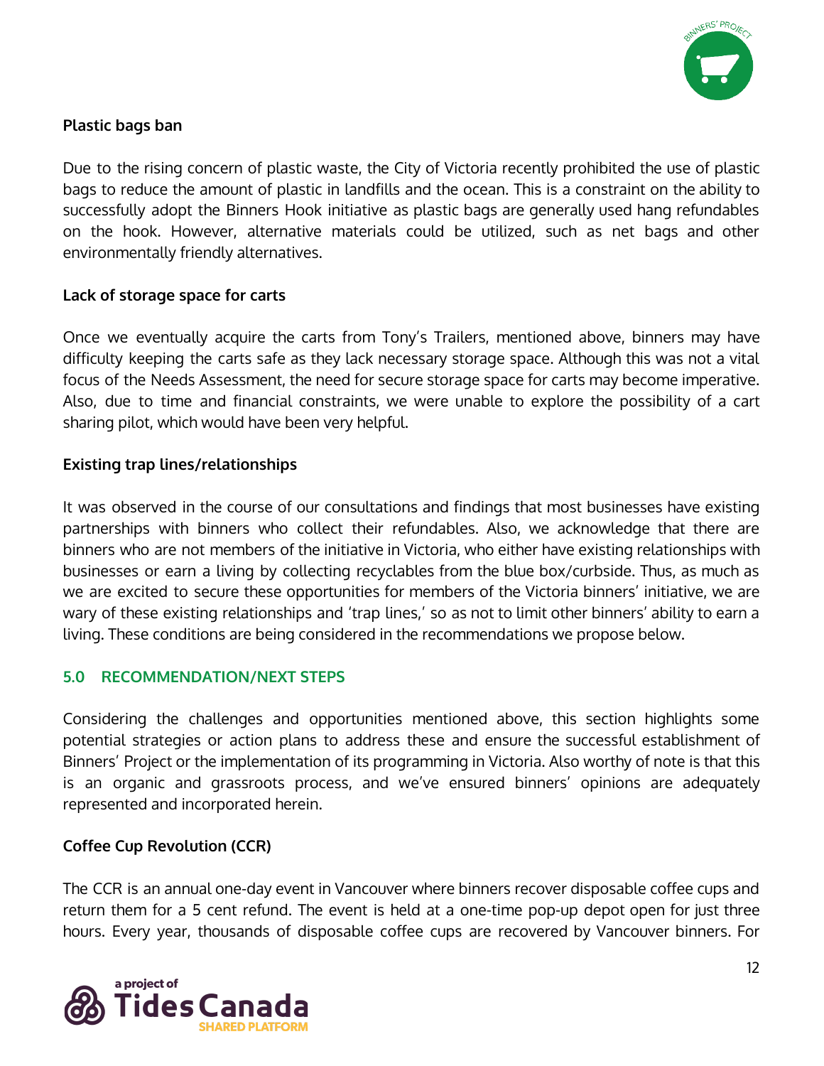**Plastic bags ban**

Due to the rising concern of plastic waste, the City of Victoria recently prohibited the use of plastic bags to reduce the amount of plastic in landfills and the ocean. This is a constraint on the ability to successfully adopt the Binners Hook initiative as plastic bags are generally used hang refundables on the hook. However, alternative materials could be utilized, such as net bags and other environmentally friendly alternatives.

**Lack of storage space for carts**

Once we eventually acquire the carts from Tony's Trailers, mentioned above, binners may have difficulty keeping the carts safe as they lack necessary storage space. Although this was not a vital focus of the Needs Assessment, the need for secure storage space for carts may become imperative. Also, due to time and financial constraints, we were unable to explore the possibility of a cart sharing pilot, which would have been very helpful.

**Existing trap lines/relationships**

It was observed in the course of our consultations and findings that most businesses have existing partnerships with binners who collect their refundables. Also, we acknowledge that there are binners who are not members of the initiative in Victoria, who either have existing relationships with businesses or earn a living by collecting recyclables from the blue box/curbside. Thus, as much as we are excited to secure these opportunities for members of the Victoria binners' initiative, we are wary of these existing relationships and 'trap lines,' so as not to limit other binners' ability to earn a living. These conditions are being considered in the recommendations we propose below.

## 5.0 RECOMMENDATION/NEXT STEPS

Considering the challenges and opportunities mentioned above, this section highlights some potential strategies or action plans to address these and ensure the successful establishment of Binners' Project or the implementation of its programming in Victoria. Also worthy of note is that this is an organic and grassroots process, and we've ensured binners' opinions are adequately represented and incorporated herein.

**Coffee Cup Revolution (CCR)**

The CCR is an annual one-day event in Vancouver where binners recover disposable coffee cups and return them for a 5 cent refund. The event is held at a one-time pop-up depot open for just three hours. Every year, thousands of disposable coffee cups are recovered by Vancouver binners. For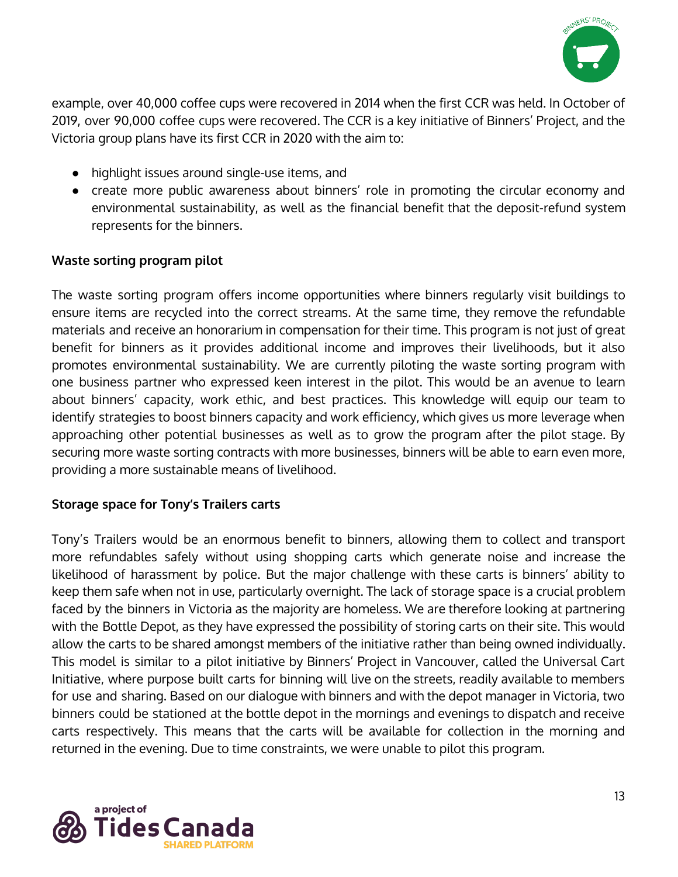example, over 40,000 coffee cups were recovered in 2014 when the first CCR was held. In October of 2019, over 90,000 coffee cups were recovered. The CCR is a key initiative of Binners' Project, and the Victoria group plans have its first CCR in 2020 with the aim to:

- highlight issues around single-use items, and
- create more public awareness about binners' role in promoting the circular economy and environmental sustainability, as well as the financial benefit that the deposit-refund system represents for the binners.

**Waste sorting program pilot**

The waste sorting program offers income opportunities where binners regularly visit buildings to ensure items are recycled into the correct streams. At the same time, they remove the refundable materials and receive an honorarium in compensation for their time. This program is not just of great benefit for binners as it provides additional income and improves their livelihoods, but it also promotes environmental sustainability. We are currently piloting the waste sorting program with one business partner who expressed keen interest in the pilot. This would be an avenue to learn about binners' capacity, work ethic, and best practices. This knowledge will equip our team to identify strategies to boost binners capacity and work efficiency, which gives us more leverage when approaching other potential businesses as well as to grow the program after the pilot stage. By securing more waste sorting contracts with more businesses, binners will be able to earn even more, providing a more sustainable means of livelihood.

**Storage space for Tony's Trailers carts**

Tony's Trailers would be an enormous benefit to binners, allowing them to collect and transport more refundables safely without using shopping carts which generate noise and increase the likelihood of harassment by police. But the major challenge with these carts is binners' ability to keep them safe when not in use, particularly overnight. The lack of storage space is a crucial problem faced by the binners in Victoria as the majority are homeless. We are therefore looking at partnering with the Bottle Depot, as they have expressed the possibility of storing carts on their site. This would allow the carts to be shared amongst members of the initiative rather than being owned individually. This model is similar to a pilot initiative by Binners' Project in Vancouver, called the Universal Cart Initiative, where purpose built carts for binning will live on the streets, readily available to members for use and sharing. Based on our dialogue with binners and with the depot manager in Victoria, two binners could be stationed at the bottle depot in the mornings and evenings to dispatch and receive carts respectively. This means that the carts will be available for collection in the morning and returned in the evening. Due to time constraints, we were unable to pilot this program.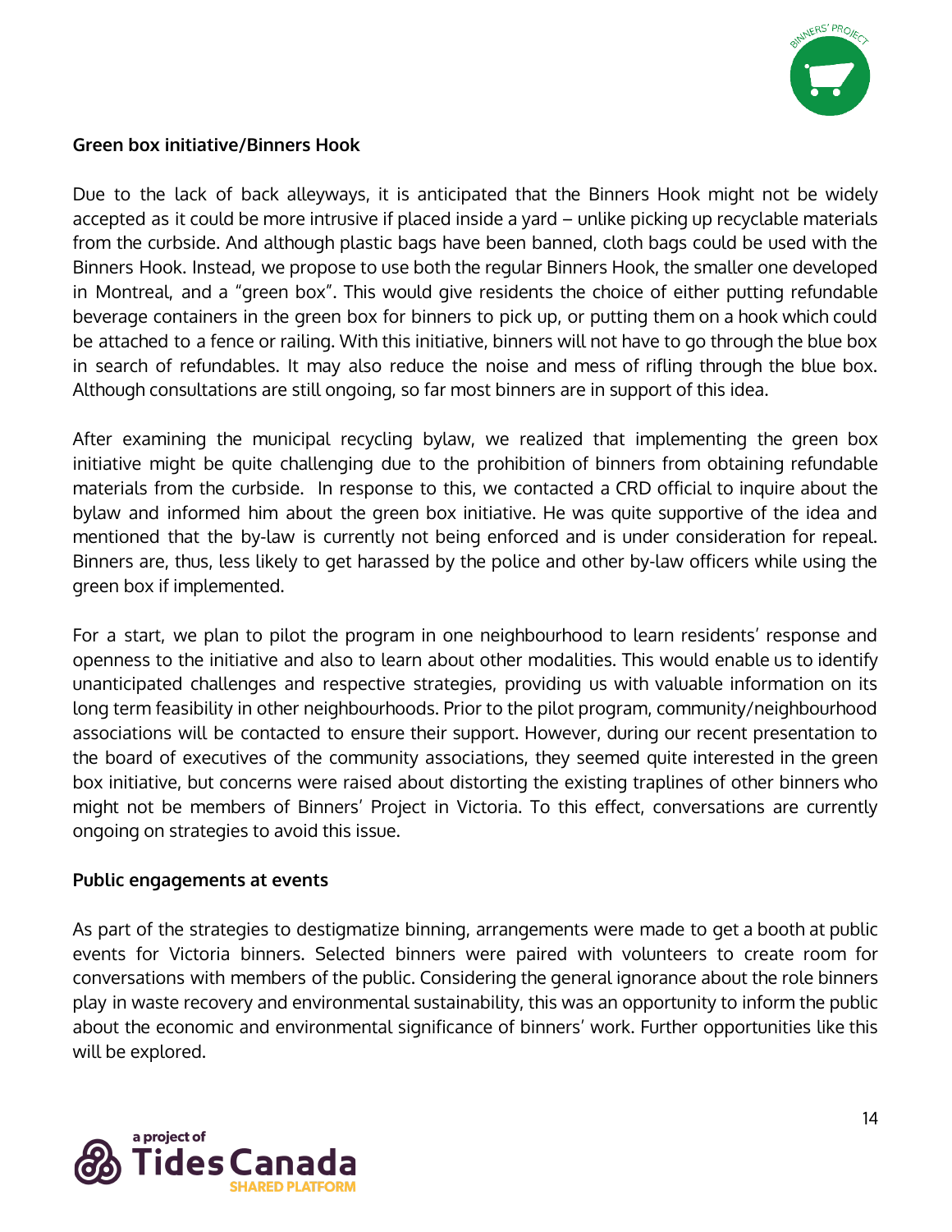**Green box initiative/Binners Hook**

Due to the lack of back alleyways, it is anticipated that the Binners Hook might not be widely accepted as it could be more intrusive if placed inside a yard – unlike picking up recyclable materials from the curbside. And although plastic bags have been banned, cloth bags could be used with the Binners Hook. Instead, we propose to use both the regular Binners Hook, the smaller one developed in Montreal, and a "green box". This would give residents the choice of either putting refundable beverage containers in the green box for binners to pick up, or putting them on a hook which could be attached to a fence or railing. With this initiative, binners will not have to go through the blue box in search of refundables. It may also reduce the noise and mess of rifling through the blue box. Although consultations are still ongoing, so far most binners are in support of this idea.

After examining the municipal recycling bylaw, we realized that implementing the green box initiative might be quite challenging due to the prohibition of binners from obtaining refundable materials from the curbside. In response to this, we contacted a CRD official to inquire about the bylaw and informed him about the green box initiative. He was quite supportive of the idea and mentioned that the by-law is currently not being enforced and is under consideration for repeal. Binners are, thus, less likely to get harassed by the police and other by-law officers while using the green box if implemented.

For a start, we plan to pilot the program in one neighbourhood to learn residents' response and openness to the initiative and also to learn about other modalities. This would enable us to identify unanticipated challenges and respective strategies, providing us with valuable information on its long term feasibility in other neighbourhoods. Prior to the pilot program, community/neighbourhood associations will be contacted to ensure their support. However, during our recent presentation to the board of executives of the community associations, they seemed quite interested in the green box initiative, but concerns were raised about distorting the existing traplines of other binners who might not be members of Binners' Project in Victoria. To this effect, conversations are currently ongoing on strategies to avoid this issue.

**Public engagements at events**

As part of the strategies to destigmatize binning, arrangements were made to get a booth at public events for Victoria binners. Selected binners were paired with volunteers to create room for conversations with members of the public. Considering the general ignorance about the role binners play in waste recovery and environmental sustainability, this was an opportunity to inform the public about the economic and environmental significance of binners' work. Further opportunities like this will be explored.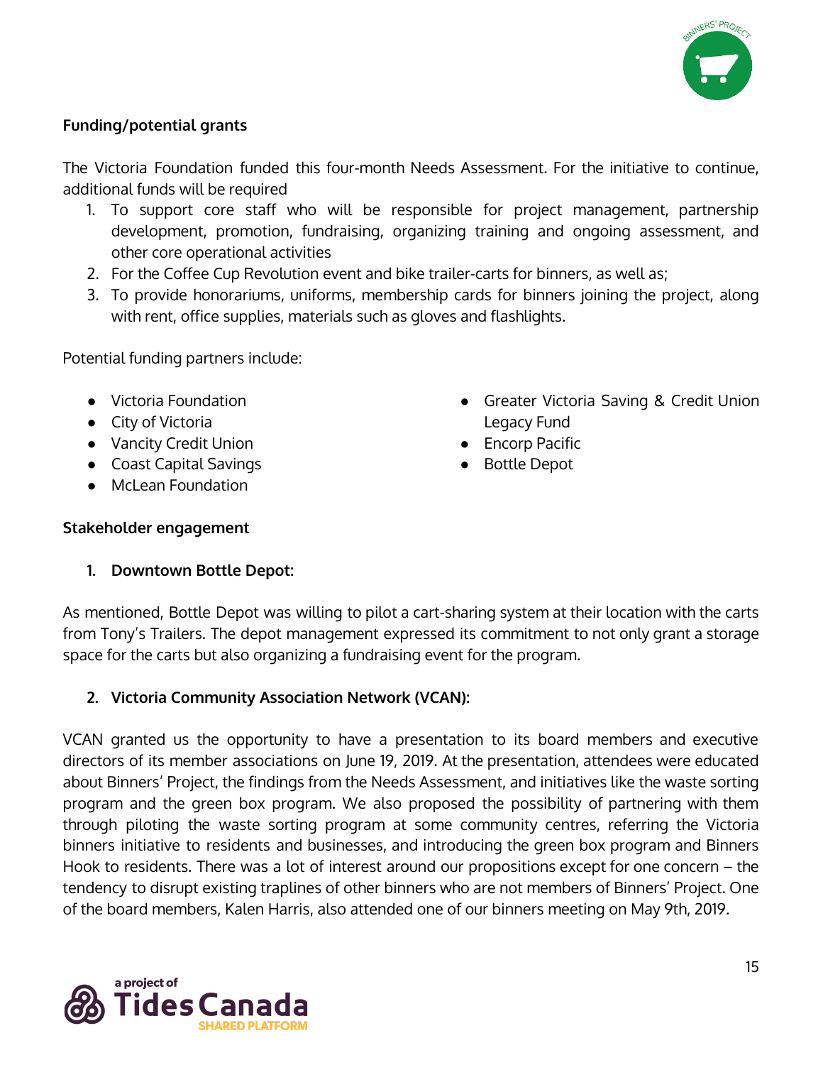**Funding/potential grants**

The Victoria Foundation funded this four-month Needs Assessment. For the initiative to continue, additional funds will be required

1. To support core staff who will be responsible for project management, partnership development, promotion, fundraising, organizing training and ongoing assessment, and other core operational activities
2. For the Coffee Cup Revolution event and bike trailer-carts for binners, as well as;
3. To provide honorariums, uniforms, membership cards for binners joining the project, along with rent, office supplies, materials such as gloves and flashlights.

Potential funding partners include:

- Victoria Foundation
- City of Victoria
- Vancity Credit Union
- Coast Capital Savings
- McLean Foundation
- Greater Victoria Saving & Credit Union Legacy Fund
- Encorp Pacific
- Bottle Depot

**Stakeholder engagement**

1. **Downtown Bottle Depot**:

As mentioned, Bottle Depot was willing to pilot a cart-sharing system at their location with the carts from Tony's Trailers. The depot management expressed its commitment to not only grant a storage space for the carts but also organizing a fundraising event for the program.

2. **Victoria Community Association Network (VCAN)**:

VCAN granted us the opportunity to have a presentation to its board members and executive directors of its member associations on June 19, 2019. At the presentation, attendees were educated about Binners' Project, the findings from the Needs Assessment, and initiatives like the waste sorting program and the green box program. We also proposed the possibility of partnering with them through piloting the waste sorting program at some community centres, referring the Victoria binners initiative to residents and businesses, and introducing the green box program and Binners Hook to residents. There was a lot of interest around our propositions except for one concern – the tendency to disrupt existing traplines of other binners who are not members of Binners' Project. One of the board members, Kalen Harris, also attended one of our binners meeting on May 9th, 2019.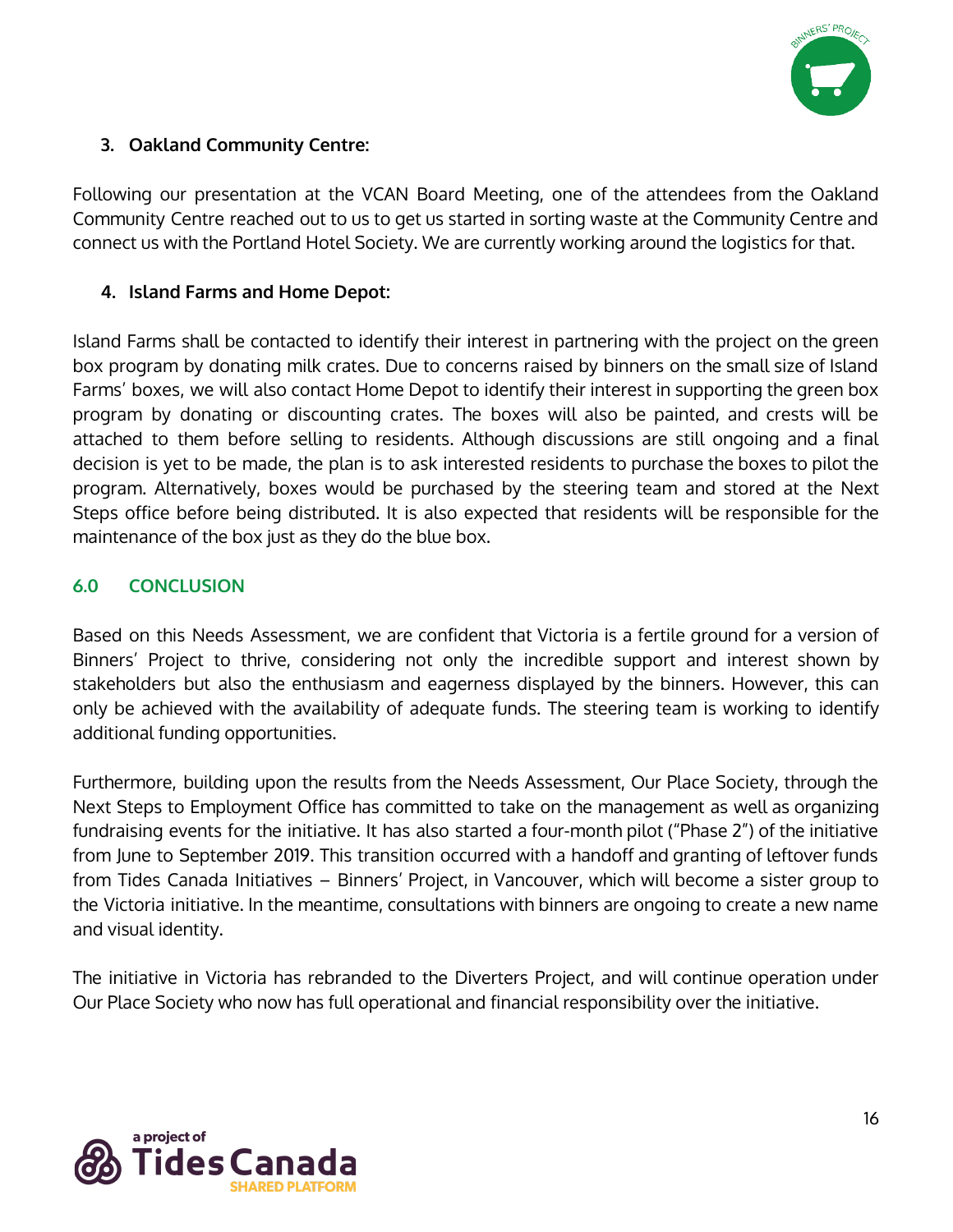3. **Oakland Community Centre**:

Following our presentation at the VCAN Board Meeting, one of the attendees from the Oakland Community Centre reached out to us to get us started in sorting waste at the Community Centre and connect us with the Portland Hotel Society. We are currently working around the logistics for that.

4. **Island Farms and Home Depot**:

Island Farms shall be contacted to identify their interest in partnering with the project on the green box program by donating milk crates. Due to concerns raised by binners on the small size of Island Farms' boxes, we will also contact Home Depot to identify their interest in supporting the green box program by donating or discounting crates. The boxes will also be painted, and crests will be attached to them before selling to residents. Although discussions are still ongoing and a final decision is yet to be made, the plan is to ask interested residents to purchase the boxes to pilot the program. Alternatively, boxes would be purchased by the steering team and stored at the Next Steps office before being distributed. It is also expected that residents will be responsible for the maintenance of the box just as they do the blue box.

## 6.0 CONCLUSION

Based on this Needs Assessment, we are confident that Victoria is a fertile ground for a version of Binners' Project to thrive, considering not only the incredible support and interest shown by stakeholders but also the enthusiasm and eagerness displayed by the binners. However, this can only be achieved with the availability of adequate funds. The steering team is working to identify additional funding opportunities.

Furthermore, building upon the results from the Needs Assessment, Our Place Society, through the Next Steps to Employment Office has committed to take on the management as well as organizing fundraising events for the initiative. It has also started a four-month pilot ("Phase 2") of the initiative from June to September 2019. This transition occurred with a handoff and granting of leftover funds from Tides Canada Initiatives – Binners' Project, in Vancouver, which will become a sister group to the Victoria initiative. In the meantime, consultations with binners are ongoing to create a new name and visual identity.

The initiative in Victoria has rebranded to the Diverters Project, and will continue operation under Our Place Society who now has full operational and financial responsibility over the initiative.